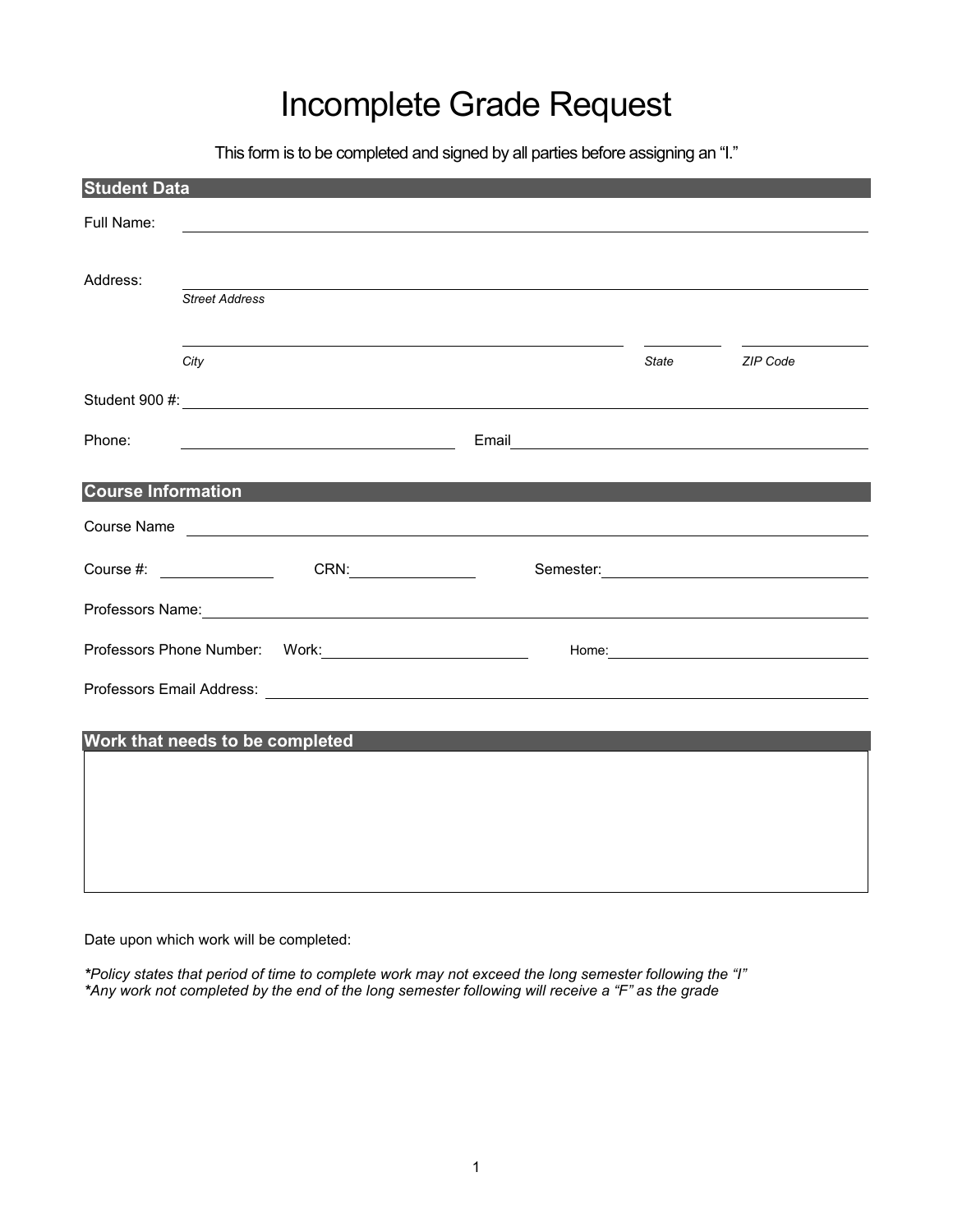# Incomplete Grade Request

This form is to be completed and signed by all parties before assigning an "I."

## Student Data

Full Name: ____________________

Address: ____________________
*Street Address*

____________________ ________ ________
*City* *State* *ZIP Code*

Student 900 #: ____________________

Phone: ____________________ Email ____________________

## Course Information

Course Name ____________________

Course #: __________ CRN: __________ Semester: ____________________

Professors Name: ____________________

Professors Phone Number: Work: ____________________ Home: ____________________

Professors Email Address: ____________________

## Work that needs to be completed

Date upon which work will be completed:

***Policy states that period of time to complete work may not exceed the long semester following the "I"***
***Any work not completed by the end of the long semester following will receive a "F" as the grade***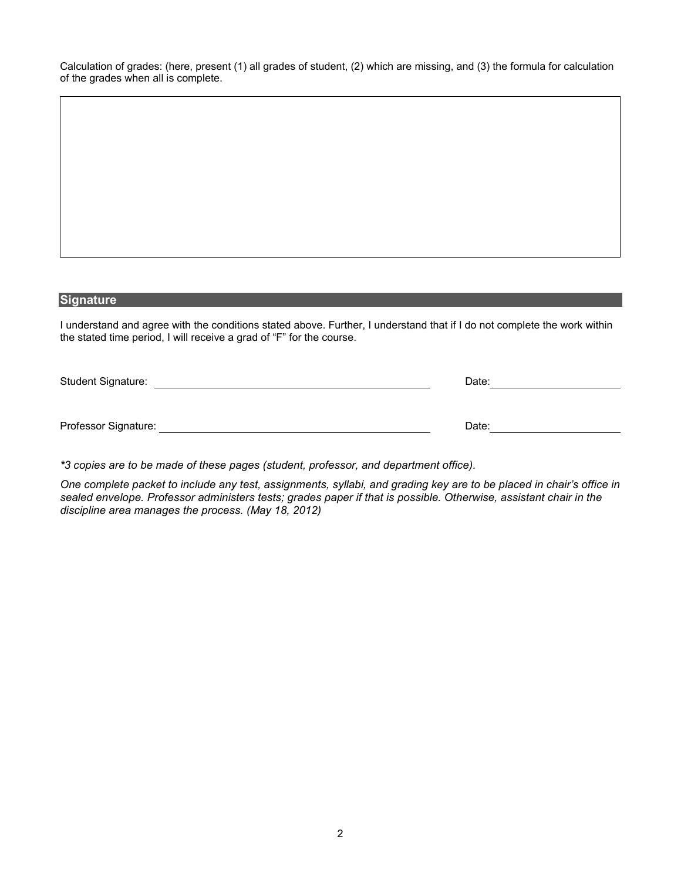Calculation of grades: (here, present (1) all grades of student, (2) which are missing, and (3) the formula for calculation of the grades when all is complete.

## Signature

I understand and agree with the conditions stated above. Further, I understand that if I do not complete the work within the stated time period, I will receive a grad of “F” for the course.

Student Signature: ______________________________ Date: ____________________

Professor Signature: ______________________________ Date: ____________________

***3 copies are to be made of these pages (student, professor, and department office).***

*One complete packet to include any test, assignments, syllabi, and grading key are to be placed in chair’s office in sealed envelope. Professor administers tests; grades paper if that is possible. Otherwise, assistant chair in the discipline area manages the process. (May 18, 2012)*